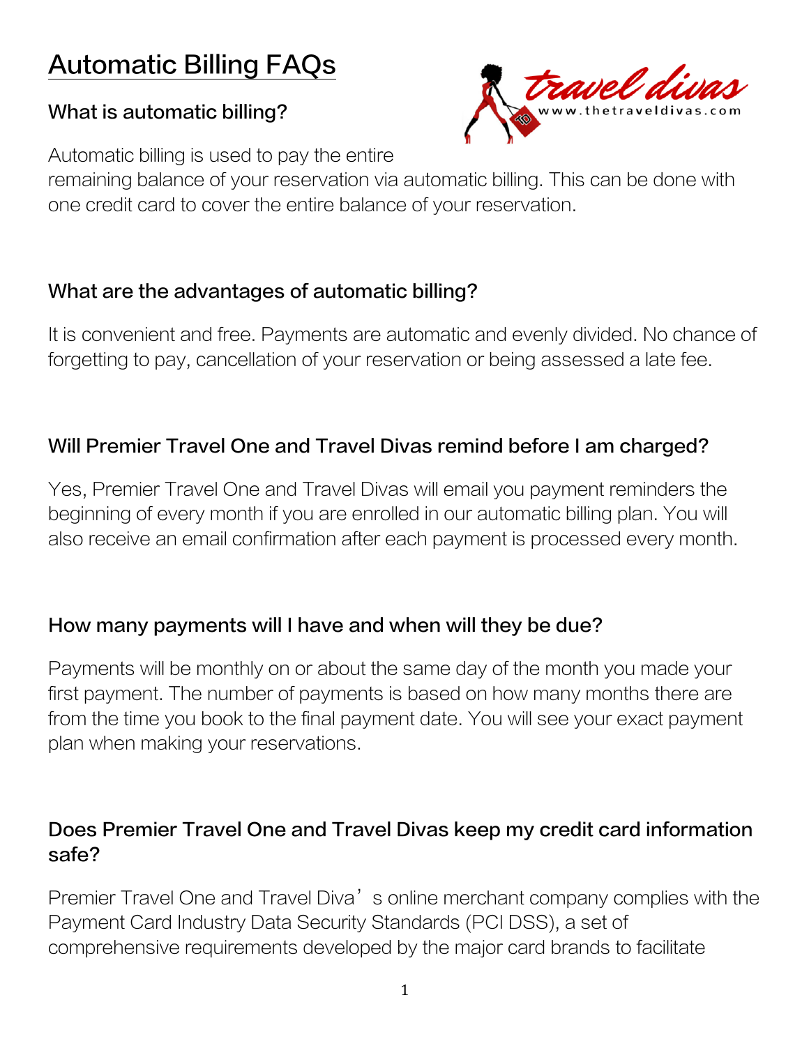# Automatic Billing FAQs

### What is automatic billing?

Automatic billing is used to pay the entire remaining balance of your reservation via automatic billing. This can be done with one credit card to cover the entire balance of your reservation.

### What are the advantages of automatic billing?

It is convenient and free. Payments are automatic and evenly divided. No chance of forgetting to pay, cancellation of your reservation or being assessed a late fee.

### Will Premier Travel One and Travel Divas remind before I am charged?

Yes, Premier Travel One and Travel Divas will email you payment reminders the beginning of every month if you are enrolled in our automatic billing plan. You will also receive an email confirmation after each payment is processed every month.

### How many payments will I have and when will they be due?

Payments will be monthly on or about the same day of the month you made your first payment. The number of payments is based on how many months there are from the time you book to the final payment date. You will see your exact payment plan when making your reservations.

### Does Premier Travel One and Travel Divas keep my credit card information safe?

Premier Travel One and Travel Diva's online merchant company complies with the Payment Card Industry Data Security Standards (PCI DSS), a set of comprehensive requirements developed by the major card brands to facilitate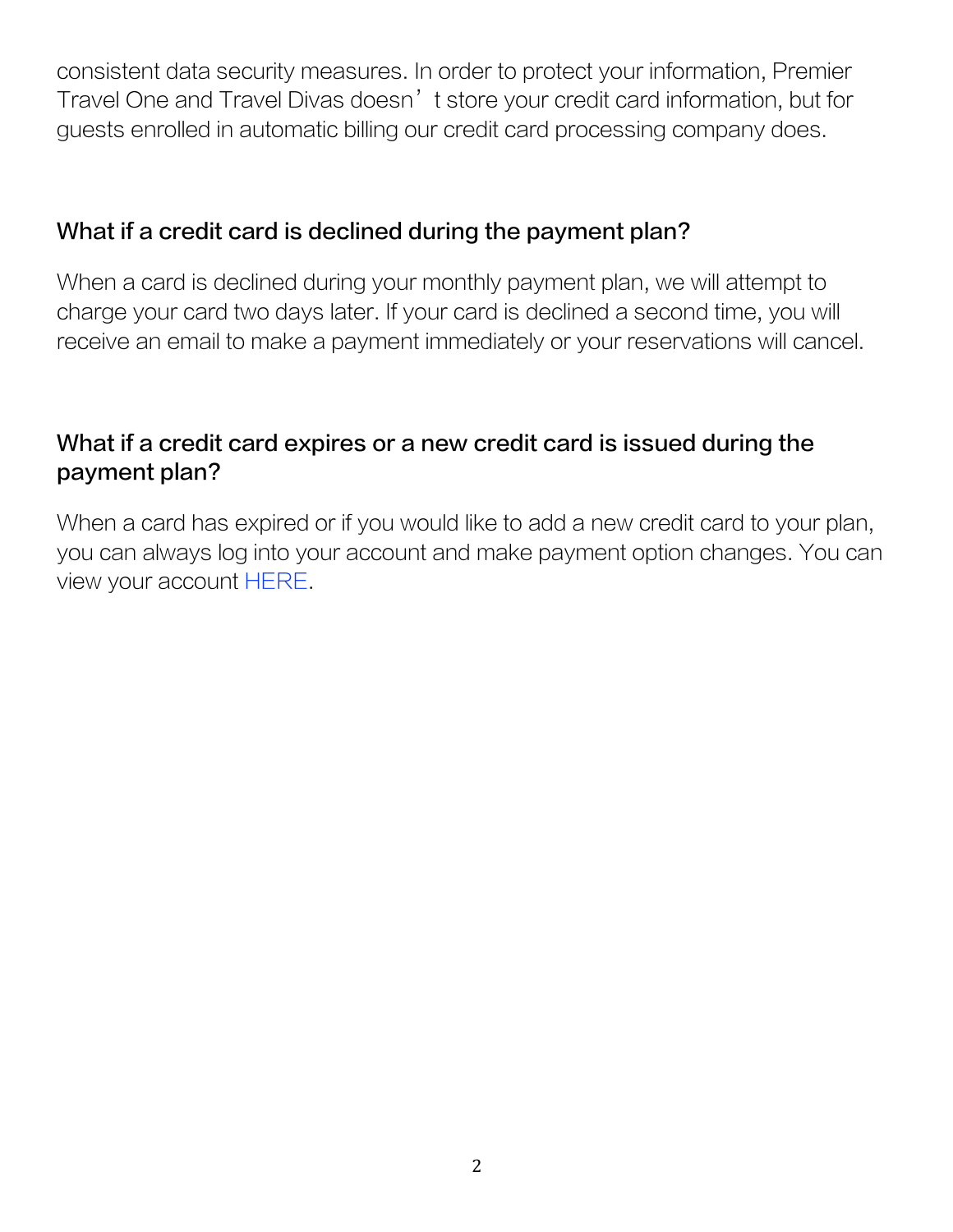consistent data security measures. In order to protect your information, Premier Travel One and Travel Divas doesn't store your credit card information, but for guests enrolled in automatic billing our credit card processing company does.

### What if a credit card is declined during the payment plan?

When a card is declined during your monthly payment plan, we will attempt to charge your card two days later. If your card is declined a second time, you will receive an email to make a payment immediately or your reservations will cancel.

### What if a credit card expires or a new credit card is issued during the payment plan?

When a card has expired or if you would like to add a new credit card to your plan, you can always log into your account and make payment option changes. You can view your account HERE.